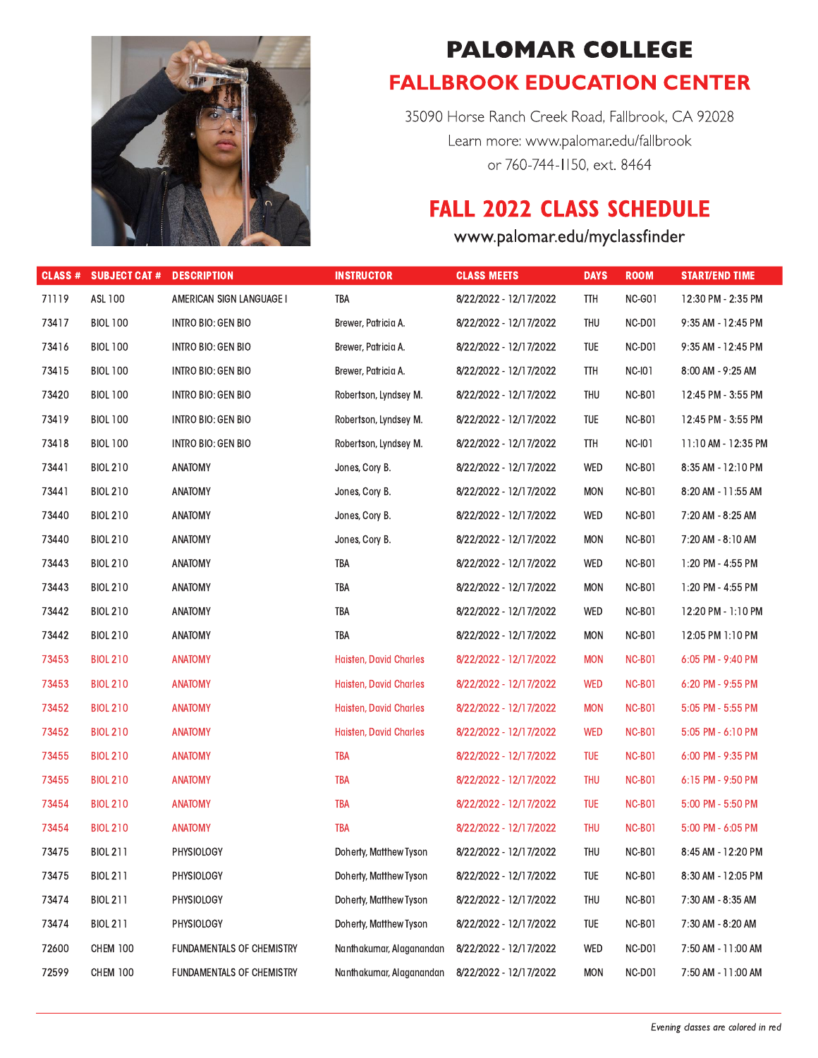# PALOMAR COLLEGE

## FALLBROOK EDUCATION CENTER

35090 Horse Ranch Creek Road, Fallbrook, CA 92028
Learn more: www.palomar.edu/fallbrook
or 760-744-1150, ext. 8464

## FALL 2022 CLASS SCHEDULE

www.palomar.edu/myclassfinder

| CLASS # | SUBJECT CAT # | DESCRIPTION | INSTRUCTOR | CLASS MEETS | DAYS | ROOM | START/END TIME |
|---|---|---|---|---|---|---|---|
| 71119 | ASL 100 | AMERICAN SIGN LANGUAGE I | TBA | 8/22/2022 - 12/17/2022 | TTH | NC-G01 | 12:30 PM - 2:35 PM |
| 73417 | BIOL 100 | INTRO BIO: GEN BIO | Brewer, Patricia A. | 8/22/2022 - 12/17/2022 | THU | NC-D01 | 9:35 AM - 12:45 PM |
| 73416 | BIOL 100 | INTRO BIO: GEN BIO | Brewer, Patricia A. | 8/22/2022 - 12/17/2022 | TUE | NC-D01 | 9:35 AM - 12:45 PM |
| 73415 | BIOL 100 | INTRO BIO: GEN BIO | Brewer, Patricia A. | 8/22/2022 - 12/17/2022 | TTH | NC-I01 | 8:00 AM - 9:25 AM |
| 73420 | BIOL 100 | INTRO BIO: GEN BIO | Robertson, Lyndsey M. | 8/22/2022 - 12/17/2022 | THU | NC-B01 | 12:45 PM - 3:55 PM |
| 73419 | BIOL 100 | INTRO BIO: GEN BIO | Robertson, Lyndsey M. | 8/22/2022 - 12/17/2022 | TUE | NC-B01 | 12:45 PM - 3:55 PM |
| 73418 | BIOL 100 | INTRO BIO: GEN BIO | Robertson, Lyndsey M. | 8/22/2022 - 12/17/2022 | TTH | NC-I01 | 11:10 AM - 12:35 PM |
| 73441 | BIOL 210 | ANATOMY | Jones, Cory B. | 8/22/2022 - 12/17/2022 | WED | NC-B01 | 8:35 AM - 12:10 PM |
| 73441 | BIOL 210 | ANATOMY | Jones, Cory B. | 8/22/2022 - 12/17/2022 | MON | NC-B01 | 8:20 AM - 11:55 AM |
| 73440 | BIOL 210 | ANATOMY | Jones, Cory B. | 8/22/2022 - 12/17/2022 | WED | NC-B01 | 7:20 AM - 8:25 AM |
| 73440 | BIOL 210 | ANATOMY | Jones, Cory B. | 8/22/2022 - 12/17/2022 | MON | NC-B01 | 7:20 AM - 8:10 AM |
| 73443 | BIOL 210 | ANATOMY | TBA | 8/22/2022 - 12/17/2022 | WED | NC-B01 | 1:20 PM - 4:55 PM |
| 73443 | BIOL 210 | ANATOMY | TBA | 8/22/2022 - 12/17/2022 | MON | NC-B01 | 1:20 PM - 4:55 PM |
| 73442 | BIOL 210 | ANATOMY | TBA | 8/22/2022 - 12/17/2022 | WED | NC-B01 | 12:20 PM - 1:10 PM |
| 73442 | BIOL 210 | ANATOMY | TBA | 8/22/2022 - 12/17/2022 | MON | NC-B01 | 12:05 PM 1:10 PM |
| 73453 | BIOL 210 | ANATOMY | Haisten, David Charles | 8/22/2022 - 12/17/2022 | MON | NC-B01 | 6:05 PM - 9:40 PM |
| 73453 | BIOL 210 | ANATOMY | Haisten, David Charles | 8/22/2022 - 12/17/2022 | WED | NC-B01 | 6:20 PM - 9:55 PM |
| 73452 | BIOL 210 | ANATOMY | Haisten, David Charles | 8/22/2022 - 12/17/2022 | MON | NC-B01 | 5:05 PM - 5:55 PM |
| 73452 | BIOL 210 | ANATOMY | Haisten, David Charles | 8/22/2022 - 12/17/2022 | WED | NC-B01 | 5:05 PM - 6:10 PM |
| 73455 | BIOL 210 | ANATOMY | TBA | 8/22/2022 - 12/17/2022 | TUE | NC-B01 | 6:00 PM - 9:35 PM |
| 73455 | BIOL 210 | ANATOMY | TBA | 8/22/2022 - 12/17/2022 | THU | NC-B01 | 6:15 PM - 9:50 PM |
| 73454 | BIOL 210 | ANATOMY | TBA | 8/22/2022 - 12/17/2022 | TUE | NC-B01 | 5:00 PM - 5:50 PM |
| 73454 | BIOL 210 | ANATOMY | TBA | 8/22/2022 - 12/17/2022 | THU | NC-B01 | 5:00 PM - 6:05 PM |
| 73475 | BIOL 211 | PHYSIOLOGY | Doherty, Matthew Tyson | 8/22/2022 - 12/17/2022 | THU | NC-B01 | 8:45 AM - 12:20 PM |
| 73475 | BIOL 211 | PHYSIOLOGY | Doherty, Matthew Tyson | 8/22/2022 - 12/17/2022 | TUE | NC-B01 | 8:30 AM - 12:05 PM |
| 73474 | BIOL 211 | PHYSIOLOGY | Doherty, Matthew Tyson | 8/22/2022 - 12/17/2022 | THU | NC-B01 | 7:30 AM - 8:35 AM |
| 73474 | BIOL 211 | PHYSIOLOGY | Doherty, Matthew Tyson | 8/22/2022 - 12/17/2022 | TUE | NC-B01 | 7:30 AM - 8:20 AM |
| 72600 | CHEM 100 | FUNDAMENTALS OF CHEMISTRY | Nanthakumar, Alaganandan | 8/22/2022 - 12/17/2022 | WED | NC-D01 | 7:50 AM - 11:00 AM |
| 72599 | CHEM 100 | FUNDAMENTALS OF CHEMISTRY | Nanthakumar, Alaganandan | 8/22/2022 - 12/17/2022 | MON | NC-D01 | 7:50 AM - 11:00 AM |

*Evening classes are colored in red*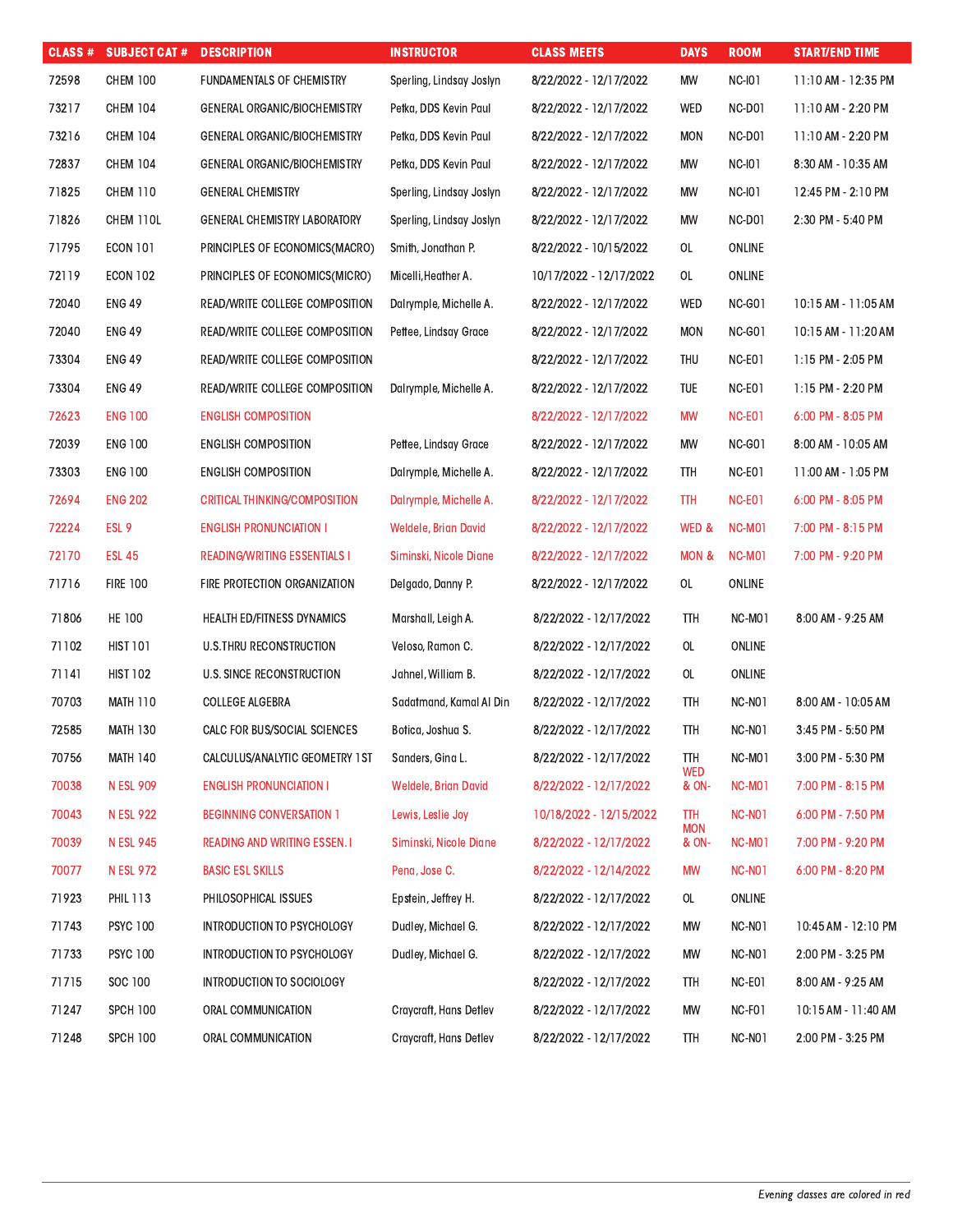| CLASS # | SUBJECT CAT # | DESCRIPTION | INSTRUCTOR | CLASS MEETS | DAYS | ROOM | START/END TIME |
|---|---|---|---|---|---|---|---|
| 72598 | CHEM 100 | FUNDAMENTALS OF CHEMISTRY | Sperling, Lindsay Joslyn | 8/22/2022 - 12/17/2022 | MW | NC-I01 | 11:10 AM - 12:35 PM |
| 73217 | CHEM 104 | GENERAL ORGANIC/BIOCHEMISTRY | Petka, DDS Kevin Paul | 8/22/2022 - 12/17/2022 | WED | NC-D01 | 11:10 AM - 2:20 PM |
| 73216 | CHEM 104 | GENERAL ORGANIC/BIOCHEMISTRY | Petka, DDS Kevin Paul | 8/22/2022 - 12/17/2022 | MON | NC-D01 | 11:10 AM - 2:20 PM |
| 72837 | CHEM 104 | GENERAL ORGANIC/BIOCHEMISTRY | Petka, DDS Kevin Paul | 8/22/2022 - 12/17/2022 | MW | NC-I01 | 8:30 AM - 10:35 AM |
| 71825 | CHEM 110 | GENERAL CHEMISTRY | Sperling, Lindsay Joslyn | 8/22/2022 - 12/17/2022 | MW | NC-I01 | 12:45 PM - 2:10 PM |
| 71826 | CHEM 110L | GENERAL CHEMISTRY LABORATORY | Sperling, Lindsay Joslyn | 8/22/2022 - 12/17/2022 | MW | NC-D01 | 2:30 PM - 5:40 PM |
| 71795 | ECON 101 | PRINCIPLES OF ECONOMICS(MACRO) | Smith, Jonathan P. | 8/22/2022 - 10/15/2022 | OL | ONLINE | |
| 72119 | ECON 102 | PRINCIPLES OF ECONOMICS(MICRO) | Micelli,Heather A. | 10/17/2022 - 12/17/2022 | OL | ONLINE | |
| 72040 | ENG 49 | READ/WRITE COLLEGE COMPOSITION | Dalrymple, Michelle A. | 8/22/2022 - 12/17/2022 | WED | NC-G01 | 10:15 AM - 11:05 AM |
| 72040 | ENG 49 | READ/WRITE COLLEGE COMPOSITION | Pettee, Lindsay Grace | 8/22/2022 - 12/17/2022 | MON | NC-G01 | 10:15 AM - 11:20 AM |
| 73304 | ENG 49 | READ/WRITE COLLEGE COMPOSITION | | 8/22/2022 - 12/17/2022 | THU | NC-E01 | 1:15 PM - 2:05 PM |
| 73304 | ENG 49 | READ/WRITE COLLEGE COMPOSITION | Dalrymple, Michelle A. | 8/22/2022 - 12/17/2022 | TUE | NC-E01 | 1:15 PM - 2:20 PM |
| 72623 | ENG 100 | ENGLISH COMPOSITION | | 8/22/2022 - 12/17/2022 | MW | NC-E01 | 6:00 PM - 8:05 PM |
| 72039 | ENG 100 | ENGLISH COMPOSITION | Pettee, Lindsay Grace | 8/22/2022 - 12/17/2022 | MW | NC-G01 | 8:00 AM - 10:05 AM |
| 73303 | ENG 100 | ENGLISH COMPOSITION | Dalrymple, Michelle A. | 8/22/2022 - 12/17/2022 | TTH | NC-E01 | 11:00 AM - 1:05 PM |
| 72694 | ENG 202 | CRITICAL THINKING/COMPOSITION | Dalrymple, Michelle A. | 8/22/2022 - 12/17/2022 | TTH | NC-E01 | 6:00 PM - 8:05 PM |
| 72224 | ESL 9 | ENGLISH PRONUNCIATION I | Weldele, Brian David | 8/22/2022 - 12/17/2022 | WED & | NC-M01 | 7:00 PM - 8:15 PM |
| 72170 | ESL 45 | READING/WRITING ESSENTIALS I | Siminski, Nicole Diane | 8/22/2022 - 12/17/2022 | MON & | NC-M01 | 7:00 PM - 9:20 PM |
| 71716 | FIRE 100 | FIRE PROTECTION ORGANIZATION | Delgado, Danny P. | 8/22/2022 - 12/17/2022 | OL | ONLINE | |
| 71806 | HE 100 | HEALTH ED/FITNESS DYNAMICS | Marshall, Leigh A. | 8/22/2022 - 12/17/2022 | TTH | NC-M01 | 8:00 AM - 9:25 AM |
| 71102 | HIST 101 | U.S.THRU RECONSTRUCTION | Veloso, Ramon C. | 8/22/2022 - 12/17/2022 | OL | ONLINE | |
| 71141 | HIST 102 | U.S. SINCE RECONSTRUCTION | Jahnel, William B. | 8/22/2022 - 12/17/2022 | OL | ONLINE | |
| 70703 | MATH 110 | COLLEGE ALGEBRA | Sadatmand, Kamal Al Din | 8/22/2022 - 12/17/2022 | TTH | NC-N01 | 8:00 AM - 10:05 AM |
| 72585 | MATH 130 | CALC FOR BUS/SOCIAL SCIENCES | Botica, Joshua S. | 8/22/2022 - 12/17/2022 | TTH | NC-N01 | 3:45 PM - 5:50 PM |
| 70756 | MATH 140 | CALCULUS/ANALYTIC GEOMETRY 1ST | Sanders, Gina L. | 8/22/2022 - 12/17/2022 | TTH | NC-M01 | 3:00 PM - 5:30 PM |
| 70038 | N ESL 909 | ENGLISH PRONUNCIATION I | Weldele, Brian David | 8/22/2022 - 12/17/2022 | WED & ON- | NC-M01 | 7:00 PM - 8:15 PM |
| 70043 | N ESL 922 | BEGINNING CONVERSATION 1 | Lewis, Leslie Joy | 10/18/2022 - 12/15/2022 | TTH | NC-N01 | 6:00 PM - 7:50 PM |
| 70039 | N ESL 945 | READING AND WRITING ESSEN. I | Siminski, Nicole Diane | 8/22/2022 - 12/17/2022 | MON & ON- | NC-M01 | 7:00 PM - 9:20 PM |
| 70077 | N ESL 972 | BASIC ESL SKILLS | Pena, Jose C. | 8/22/2022 - 12/14/2022 | MW | NC-N01 | 6:00 PM - 8:20 PM |
| 71923 | PHIL 113 | PHILOSOPHICAL ISSUES | Epstein, Jeffrey H. | 8/22/2022 - 12/17/2022 | OL | ONLINE | |
| 71743 | PSYC 100 | INTRODUCTION TO PSYCHOLOGY | Dudley, Michael G. | 8/22/2022 - 12/17/2022 | MW | NC-N01 | 10:45 AM - 12:10 PM |
| 71733 | PSYC 100 | INTRODUCTION TO PSYCHOLOGY | Dudley, Michael G. | 8/22/2022 - 12/17/2022 | MW | NC-N01 | 2:00 PM - 3:25 PM |
| 71715 | SOC 100 | INTRODUCTION TO SOCIOLOGY | | 8/22/2022 - 12/17/2022 | TTH | NC-E01 | 8:00 AM - 9:25 AM |
| 71247 | SPCH 100 | ORAL COMMUNICATION | Craycraft, Hans Detlev | 8/22/2022 - 12/17/2022 | MW | NC-F01 | 10:15 AM - 11:40 AM |
| 71248 | SPCH 100 | ORAL COMMUNICATION | Craycraft, Hans Detlev | 8/22/2022 - 12/17/2022 | TTH | NC-N01 | 2:00 PM - 3:25 PM |

*Evening classes are colored in red*